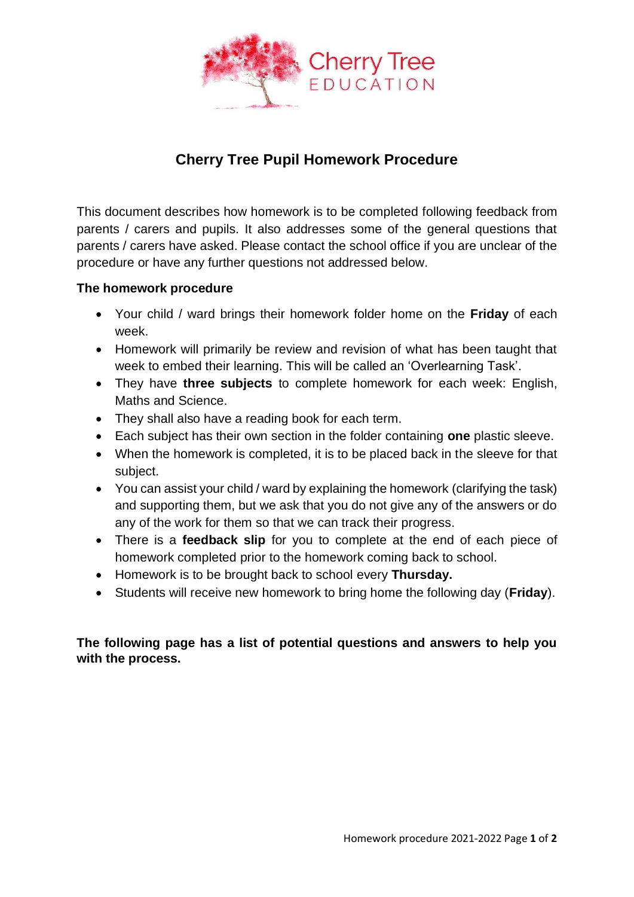Cherry Tree EDUCATION

# Cherry Tree Pupil Homework Procedure

This document describes how homework is to be completed following feedback from parents / carers and pupils. It also addresses some of the general questions that parents / carers have asked. Please contact the school office if you are unclear of the procedure or have any further questions not addressed below.

**The homework procedure**

- Your child / ward brings their homework folder home on the **Friday** of each week.
- Homework will primarily be review and revision of what has been taught that week to embed their learning. This will be called an 'Overlearning Task'.
- They have **three subjects** to complete homework for each week: English, Maths and Science.
- They shall also have a reading book for each term.
- Each subject has their own section in the folder containing **one** plastic sleeve.
- When the homework is completed, it is to be placed back in the sleeve for that subject.
- You can assist your child / ward by explaining the homework (clarifying the task) and supporting them, but we ask that you do not give any of the answers or do any of the work for them so that we can track their progress.
- There is a **feedback slip** for you to complete at the end of each piece of homework completed prior to the homework coming back to school.
- Homework is to be brought back to school every **Thursday.**
- Students will receive new homework to bring home the following day (**Friday**).

**The following page has a list of potential questions and answers to help you with the process.**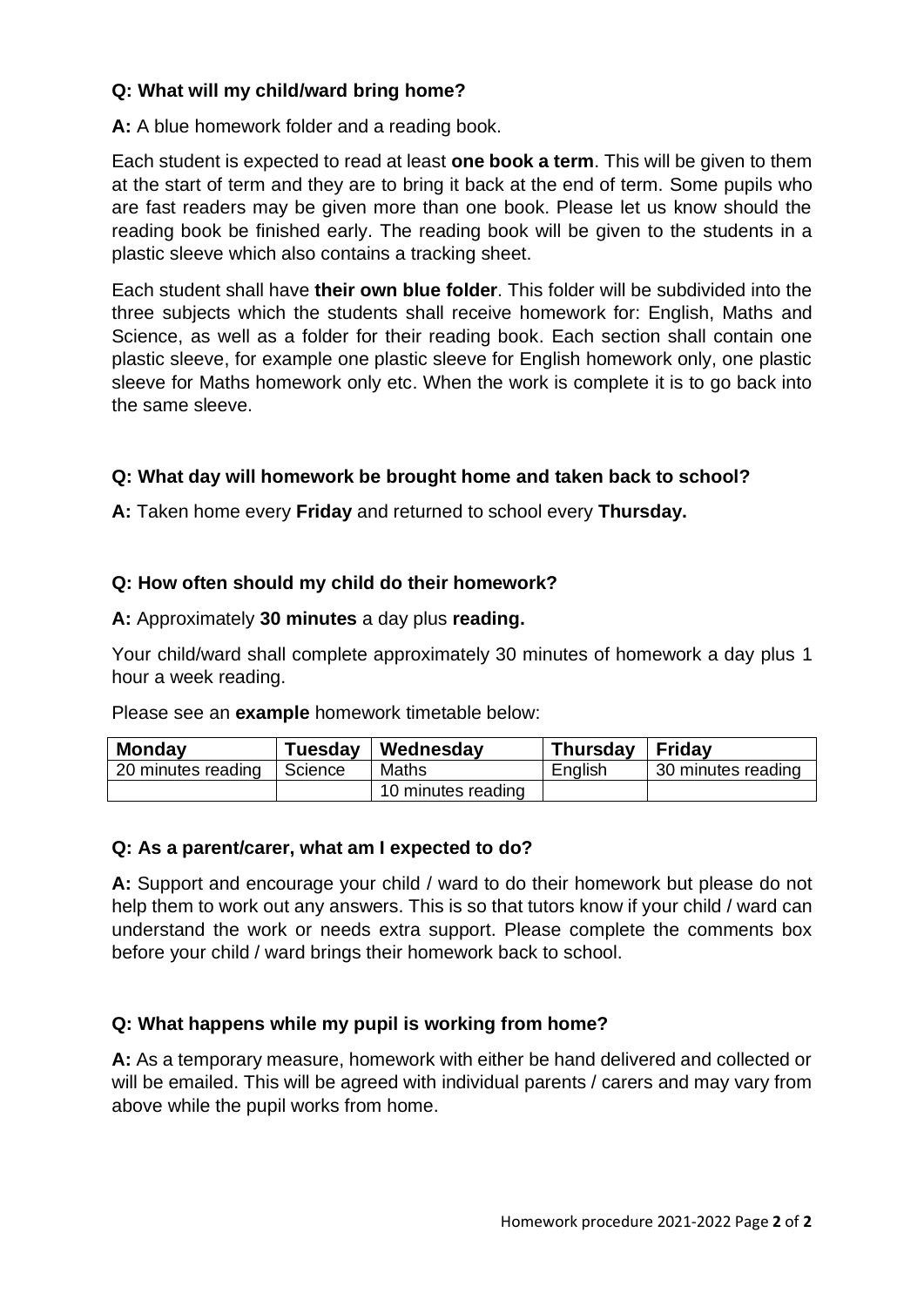**Q: What will my child/ward bring home?**

**A:** A blue homework folder and a reading book.

Each student is expected to read at least **one book a term**. This will be given to them at the start of term and they are to bring it back at the end of term. Some pupils who are fast readers may be given more than one book. Please let us know should the reading book be finished early. The reading book will be given to the students in a plastic sleeve which also contains a tracking sheet.

Each student shall have **their own blue folder**. This folder will be subdivided into the three subjects which the students shall receive homework for: English, Maths and Science, as well as a folder for their reading book. Each section shall contain one plastic sleeve, for example one plastic sleeve for English homework only, one plastic sleeve for Maths homework only etc. When the work is complete it is to go back into the same sleeve.

**Q: What day will homework be brought home and taken back to school?**

**A:** Taken home every **Friday** and returned to school every **Thursday.**

**Q: How often should my child do their homework?**

**A:** Approximately **30 minutes** a day plus **reading.**

Your child/ward shall complete approximately 30 minutes of homework a day plus 1 hour a week reading.

Please see an **example** homework timetable below:

| Monday | Tuesday | Wednesday | Thursday | Friday |
|---|---|---|---|---|
| 20 minutes reading | Science | Maths | English | 30 minutes reading |
| | | 10 minutes reading | | |

**Q: As a parent/carer, what am I expected to do?**

**A:** Support and encourage your child / ward to do their homework but please do not help them to work out any answers. This is so that tutors know if your child / ward can understand the work or needs extra support. Please complete the comments box before your child / ward brings their homework back to school.

**Q: What happens while my pupil is working from home?**

**A:** As a temporary measure, homework with either be hand delivered and collected or will be emailed. This will be agreed with individual parents / carers and may vary from above while the pupil works from home.